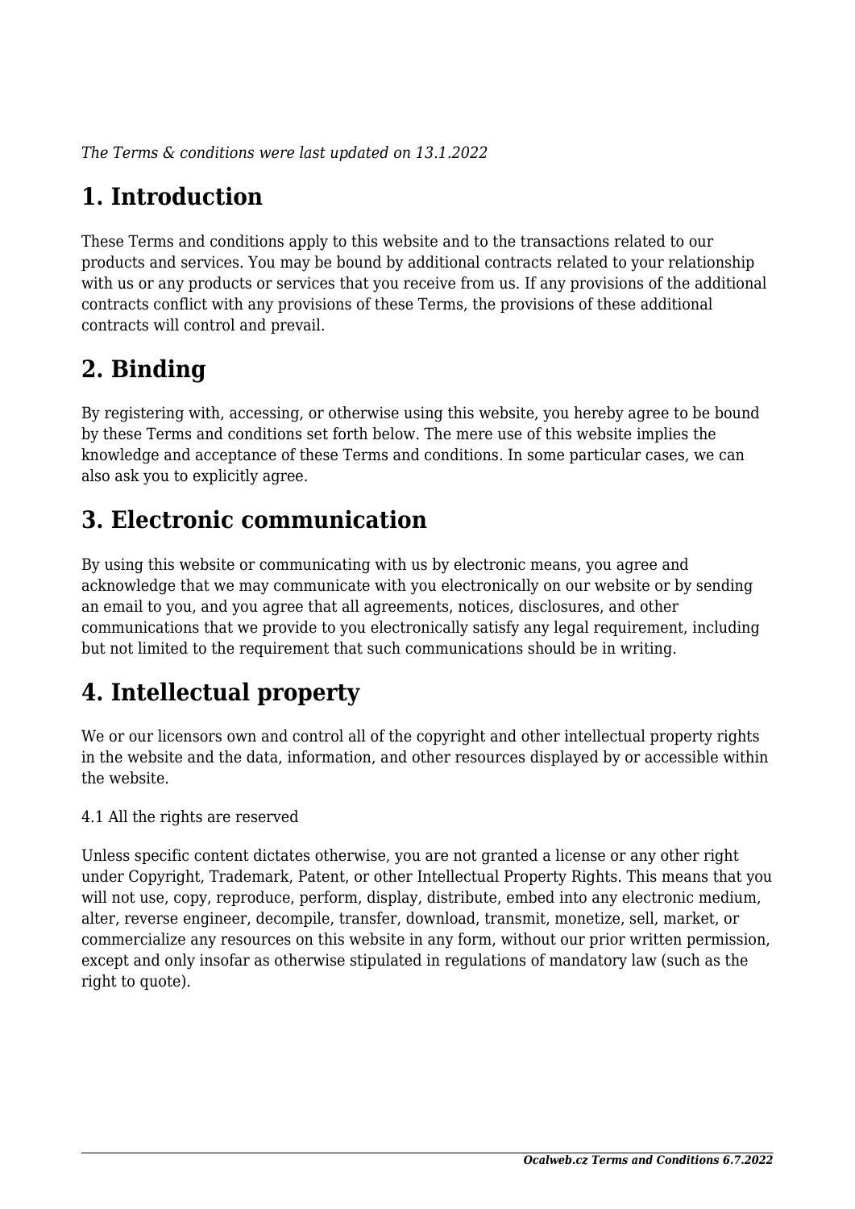*The Terms & conditions were last updated on 13.1.2022*

# 1. Introduction

These Terms and conditions apply to this website and to the transactions related to our products and services. You may be bound by additional contracts related to your relationship with us or any products or services that you receive from us. If any provisions of the additional contracts conflict with any provisions of these Terms, the provisions of these additional contracts will control and prevail.

# 2. Binding

By registering with, accessing, or otherwise using this website, you hereby agree to be bound by these Terms and conditions set forth below. The mere use of this website implies the knowledge and acceptance of these Terms and conditions. In some particular cases, we can also ask you to explicitly agree.

# 3. Electronic communication

By using this website or communicating with us by electronic means, you agree and acknowledge that we may communicate with you electronically on our website or by sending an email to you, and you agree that all agreements, notices, disclosures, and other communications that we provide to you electronically satisfy any legal requirement, including but not limited to the requirement that such communications should be in writing.

# 4. Intellectual property

We or our licensors own and control all of the copyright and other intellectual property rights in the website and the data, information, and other resources displayed by or accessible within the website.

4.1 All the rights are reserved

Unless specific content dictates otherwise, you are not granted a license or any other right under Copyright, Trademark, Patent, or other Intellectual Property Rights. This means that you will not use, copy, reproduce, perform, display, distribute, embed into any electronic medium, alter, reverse engineer, decompile, transfer, download, transmit, monetize, sell, market, or commercialize any resources on this website in any form, without our prior written permission, except and only insofar as otherwise stipulated in regulations of mandatory law (such as the right to quote).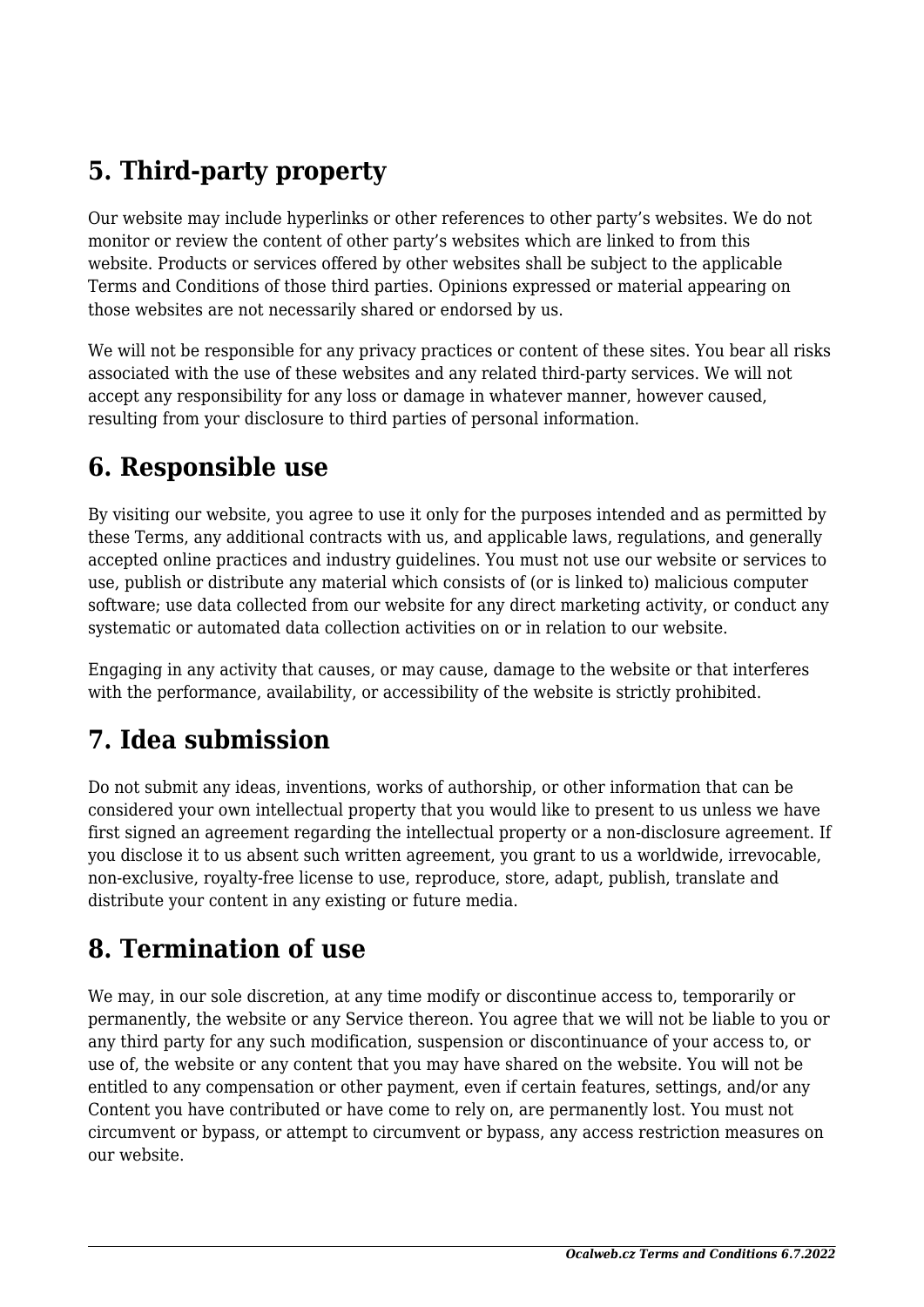## 5. Third-party property

Our website may include hyperlinks or other references to other party's websites. We do not monitor or review the content of other party's websites which are linked to from this website. Products or services offered by other websites shall be subject to the applicable Terms and Conditions of those third parties. Opinions expressed or material appearing on those websites are not necessarily shared or endorsed by us.

We will not be responsible for any privacy practices or content of these sites. You bear all risks associated with the use of these websites and any related third-party services. We will not accept any responsibility for any loss or damage in whatever manner, however caused, resulting from your disclosure to third parties of personal information.

## 6. Responsible use

By visiting our website, you agree to use it only for the purposes intended and as permitted by these Terms, any additional contracts with us, and applicable laws, regulations, and generally accepted online practices and industry guidelines. You must not use our website or services to use, publish or distribute any material which consists of (or is linked to) malicious computer software; use data collected from our website for any direct marketing activity, or conduct any systematic or automated data collection activities on or in relation to our website.

Engaging in any activity that causes, or may cause, damage to the website or that interferes with the performance, availability, or accessibility of the website is strictly prohibited.

## 7. Idea submission

Do not submit any ideas, inventions, works of authorship, or other information that can be considered your own intellectual property that you would like to present to us unless we have first signed an agreement regarding the intellectual property or a non-disclosure agreement. If you disclose it to us absent such written agreement, you grant to us a worldwide, irrevocable, non-exclusive, royalty-free license to use, reproduce, store, adapt, publish, translate and distribute your content in any existing or future media.

## 8. Termination of use

We may, in our sole discretion, at any time modify or discontinue access to, temporarily or permanently, the website or any Service thereon. You agree that we will not be liable to you or any third party for any such modification, suspension or discontinuance of your access to, or use of, the website or any content that you may have shared on the website. You will not be entitled to any compensation or other payment, even if certain features, settings, and/or any Content you have contributed or have come to rely on, are permanently lost. You must not circumvent or bypass, or attempt to circumvent or bypass, any access restriction measures on our website.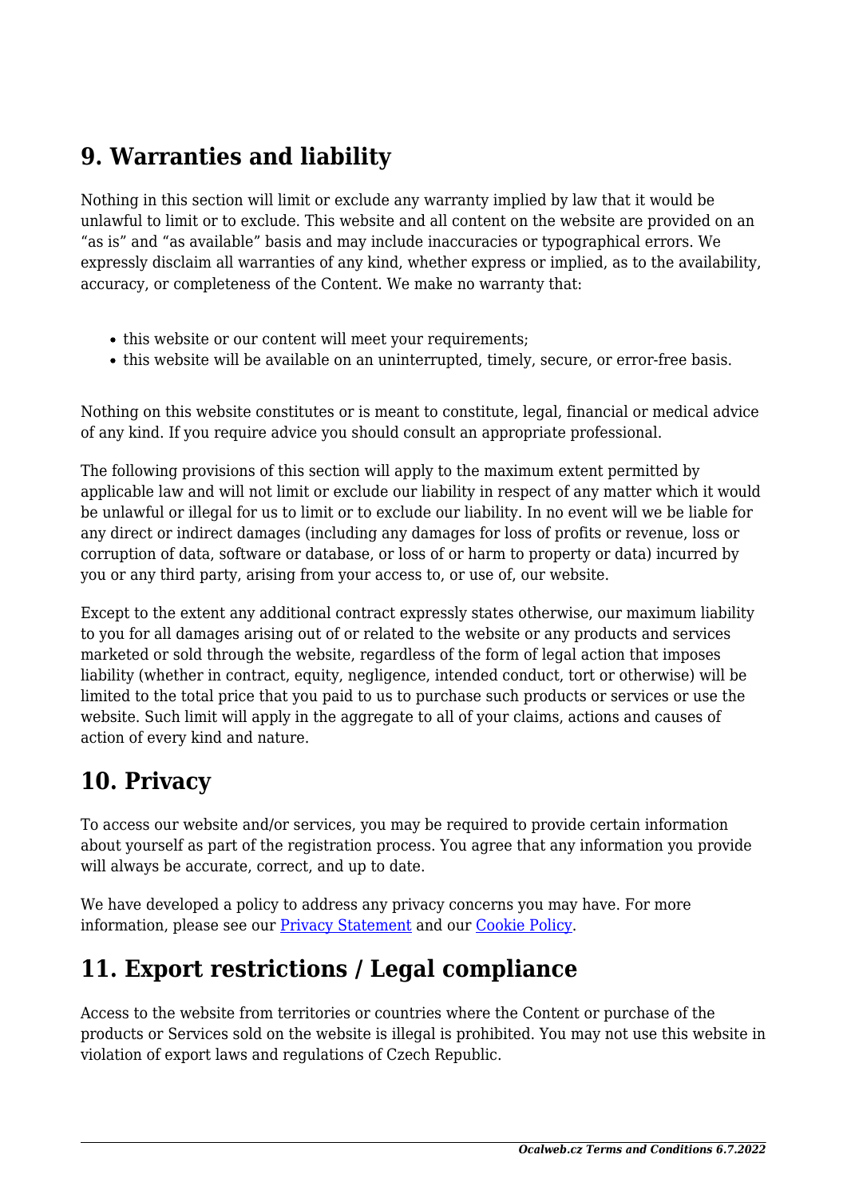## 9. Warranties and liability

Nothing in this section will limit or exclude any warranty implied by law that it would be unlawful to limit or to exclude. This website and all content on the website are provided on an “as is” and “as available” basis and may include inaccuracies or typographical errors. We expressly disclaim all warranties of any kind, whether express or implied, as to the availability, accuracy, or completeness of the Content. We make no warranty that:

- this website or our content will meet your requirements;
- this website will be available on an uninterrupted, timely, secure, or error-free basis.

Nothing on this website constitutes or is meant to constitute, legal, financial or medical advice of any kind. If you require advice you should consult an appropriate professional.

The following provisions of this section will apply to the maximum extent permitted by applicable law and will not limit or exclude our liability in respect of any matter which it would be unlawful or illegal for us to limit or to exclude our liability. In no event will we be liable for any direct or indirect damages (including any damages for loss of profits or revenue, loss or corruption of data, software or database, or loss of or harm to property or data) incurred by you or any third party, arising from your access to, or use of, our website.

Except to the extent any additional contract expressly states otherwise, our maximum liability to you for all damages arising out of or related to the website or any products and services marketed or sold through the website, regardless of the form of legal action that imposes liability (whether in contract, equity, negligence, intended conduct, tort or otherwise) will be limited to the total price that you paid to us to purchase such products or services or use the website. Such limit will apply in the aggregate to all of your claims, actions and causes of action of every kind and nature.

## 10. Privacy

To access our website and/or services, you may be required to provide certain information about yourself as part of the registration process. You agree that any information you provide will always be accurate, correct, and up to date.

We have developed a policy to address any privacy concerns you may have. For more information, please see our [Privacy Statement] and our [Cookie Policy].

## 11. Export restrictions / Legal compliance

Access to the website from territories or countries where the Content or purchase of the products or Services sold on the website is illegal is prohibited. You may not use this website in violation of export laws and regulations of Czech Republic.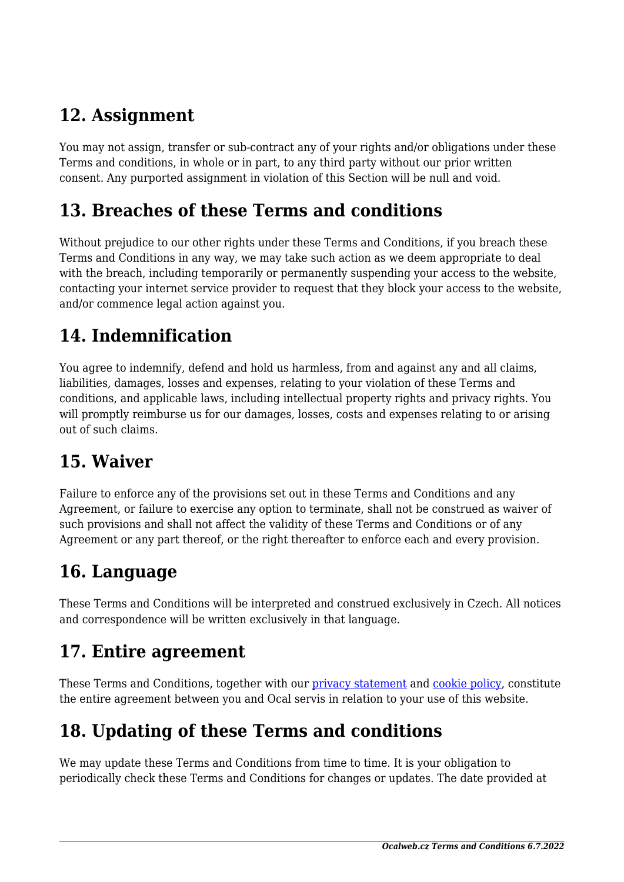## 12. Assignment

You may not assign, transfer or sub-contract any of your rights and/or obligations under these Terms and conditions, in whole or in part, to any third party without our prior written consent. Any purported assignment in violation of this Section will be null and void.

## 13. Breaches of these Terms and conditions

Without prejudice to our other rights under these Terms and Conditions, if you breach these Terms and Conditions in any way, we may take such action as we deem appropriate to deal with the breach, including temporarily or permanently suspending your access to the website, contacting your internet service provider to request that they block your access to the website, and/or commence legal action against you.

## 14. Indemnification

You agree to indemnify, defend and hold us harmless, from and against any and all claims, liabilities, damages, losses and expenses, relating to your violation of these Terms and conditions, and applicable laws, including intellectual property rights and privacy rights. You will promptly reimburse us for our damages, losses, costs and expenses relating to or arising out of such claims.

## 15. Waiver

Failure to enforce any of the provisions set out in these Terms and Conditions and any Agreement, or failure to exercise any option to terminate, shall not be construed as waiver of such provisions and shall not affect the validity of these Terms and Conditions or of any Agreement or any part thereof, or the right thereafter to enforce each and every provision.

## 16. Language

These Terms and Conditions will be interpreted and construed exclusively in Czech. All notices and correspondence will be written exclusively in that language.

## 17. Entire agreement

These Terms and Conditions, together with our privacy statement and cookie policy, constitute the entire agreement between you and Ocal servis in relation to your use of this website.

## 18. Updating of these Terms and conditions

We may update these Terms and Conditions from time to time. It is your obligation to periodically check these Terms and Conditions for changes or updates. The date provided at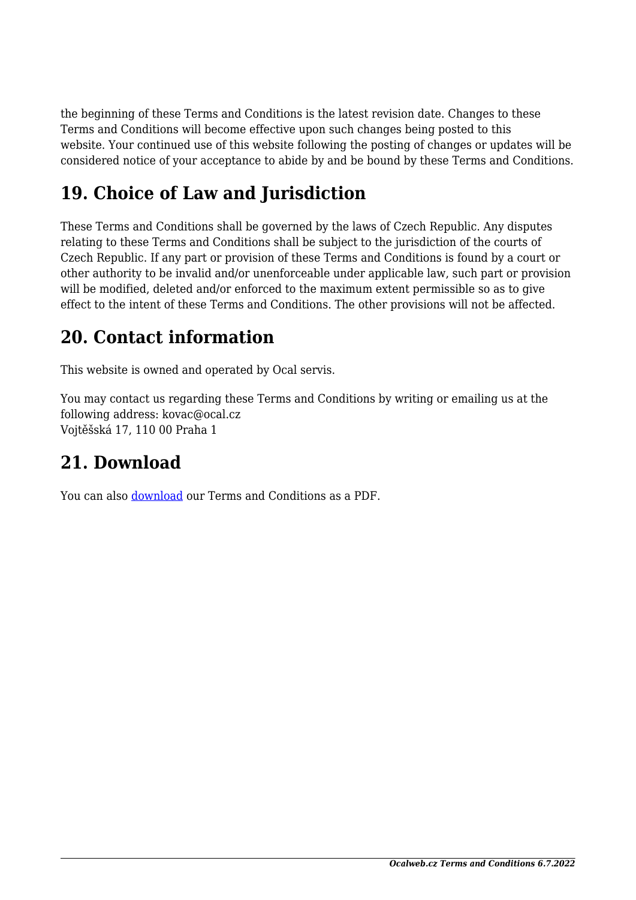the beginning of these Terms and Conditions is the latest revision date. Changes to these Terms and Conditions will become effective upon such changes being posted to this website. Your continued use of this website following the posting of changes or updates will be considered notice of your acceptance to abide by and be bound by these Terms and Conditions.

## 19. Choice of Law and Jurisdiction

These Terms and Conditions shall be governed by the laws of Czech Republic. Any disputes relating to these Terms and Conditions shall be subject to the jurisdiction of the courts of Czech Republic. If any part or provision of these Terms and Conditions is found by a court or other authority to be invalid and/or unenforceable under applicable law, such part or provision will be modified, deleted and/or enforced to the maximum extent permissible so as to give effect to the intent of these Terms and Conditions. The other provisions will not be affected.

## 20. Contact information

This website is owned and operated by Ocal servis.

You may contact us regarding these Terms and Conditions by writing or emailing us at the following address: kovac@ocal.cz
Vojtěšská 17, 110 00 Praha 1

## 21. Download

You can also download our Terms and Conditions as a PDF.